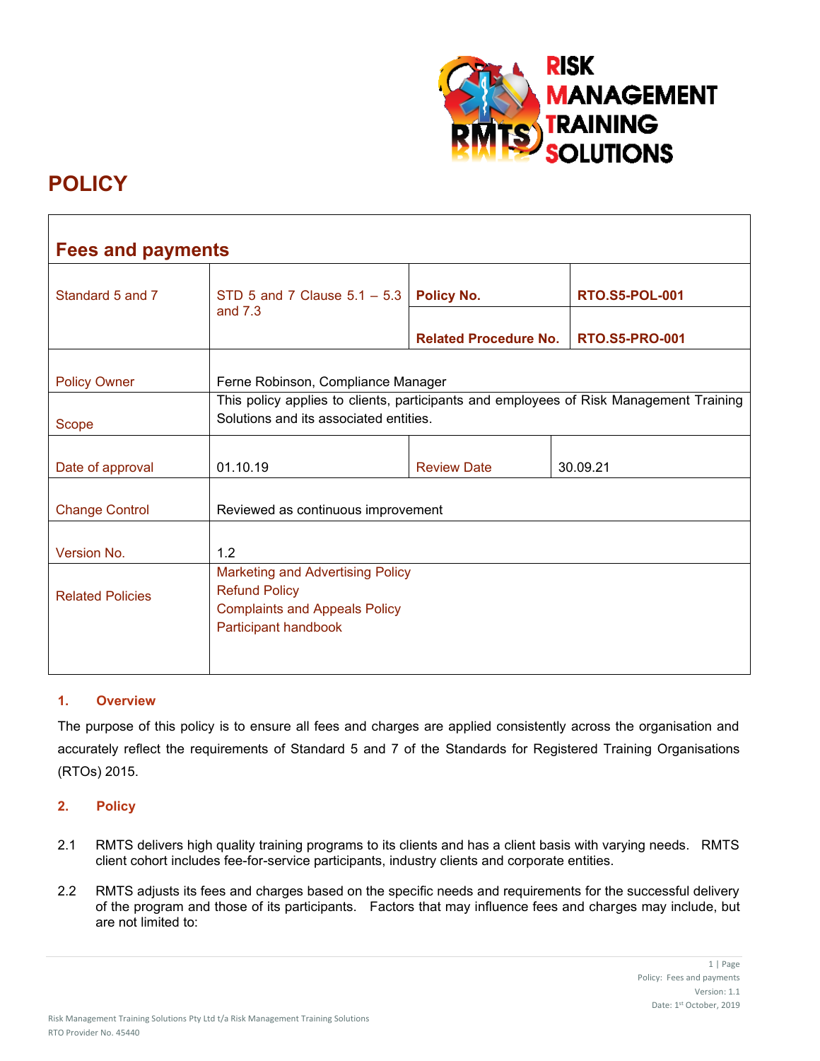# POLICY

| Fees and payments | | | |
|---|---|---|---|
| Standard 5 and 7 | STD 5 and 7 Clause 5.1 – 5.3 and 7.3 | **Policy No.** | **RTO.S5-POL-001** |
| | | **Related Procedure No.** | **RTO.S5-PRO-001** |
| Policy Owner | Ferne Robinson, Compliance Manager | | |
| Scope | This policy applies to clients, participants and employees of Risk Management Training Solutions and its associated entities. | | |
| Date of approval | 01.10.19 | Review Date | 30.09.21 |
| Change Control | Reviewed as continuous improvement | | |
| Version No. | 1.2 | | |
| Related Policies | Marketing and Advertising Policy<br>Refund Policy<br>Complaints and Appeals Policy<br>Participant handbook | | |

## 1. Overview

The purpose of this policy is to ensure all fees and charges are applied consistently across the organisation and accurately reflect the requirements of Standard 5 and 7 of the Standards for Registered Training Organisations (RTOs) 2015.

## 2. Policy

2.1 RMTS delivers high quality training programs to its clients and has a client basis with varying needs. RMTS client cohort includes fee-for-service participants, industry clients and corporate entities.

2.2 RMTS adjusts its fees and charges based on the specific needs and requirements for the successful delivery of the program and those of its participants. Factors that may influence fees and charges may include, but are not limited to: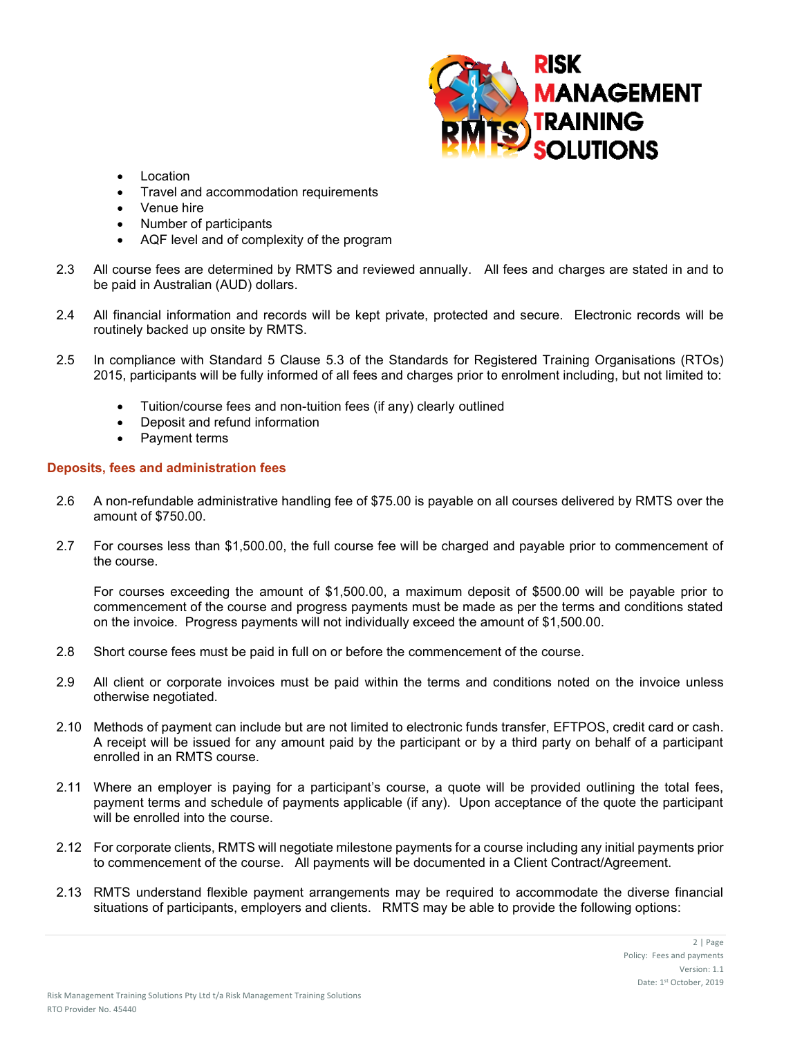- Location
- Travel and accommodation requirements
- Venue hire
- Number of participants
- AQF level and of complexity of the program

2.3 All course fees are determined by RMTS and reviewed annually. All fees and charges are stated in and to be paid in Australian (AUD) dollars.

2.4 All financial information and records will be kept private, protected and secure. Electronic records will be routinely backed up onsite by RMTS.

2.5 In compliance with Standard 5 Clause 5.3 of the Standards for Registered Training Organisations (RTOs) 2015, participants will be fully informed of all fees and charges prior to enrolment including, but not limited to:

- Tuition/course fees and non-tuition fees (if any) clearly outlined
- Deposit and refund information
- Payment terms

### Deposits, fees and administration fees

2.6 A non-refundable administrative handling fee of $75.00 is payable on all courses delivered by RMTS over the amount of $750.00.

2.7 For courses less than $1,500.00, the full course fee will be charged and payable prior to commencement of the course.

For courses exceeding the amount of $1,500.00, a maximum deposit of $500.00 will be payable prior to commencement of the course and progress payments must be made as per the terms and conditions stated on the invoice. Progress payments will not individually exceed the amount of $1,500.00.

2.8 Short course fees must be paid in full on or before the commencement of the course.

2.9 All client or corporate invoices must be paid within the terms and conditions noted on the invoice unless otherwise negotiated.

2.10 Methods of payment can include but are not limited to electronic funds transfer, EFTPOS, credit card or cash. A receipt will be issued for any amount paid by the participant or by a third party on behalf of a participant enrolled in an RMTS course.

2.11 Where an employer is paying for a participant's course, a quote will be provided outlining the total fees, payment terms and schedule of payments applicable (if any). Upon acceptance of the quote the participant will be enrolled into the course.

2.12 For corporate clients, RMTS will negotiate milestone payments for a course including any initial payments prior to commencement of the course. All payments will be documented in a Client Contract/Agreement.

2.13 RMTS understand flexible payment arrangements may be required to accommodate the diverse financial situations of participants, employers and clients. RMTS may be able to provide the following options: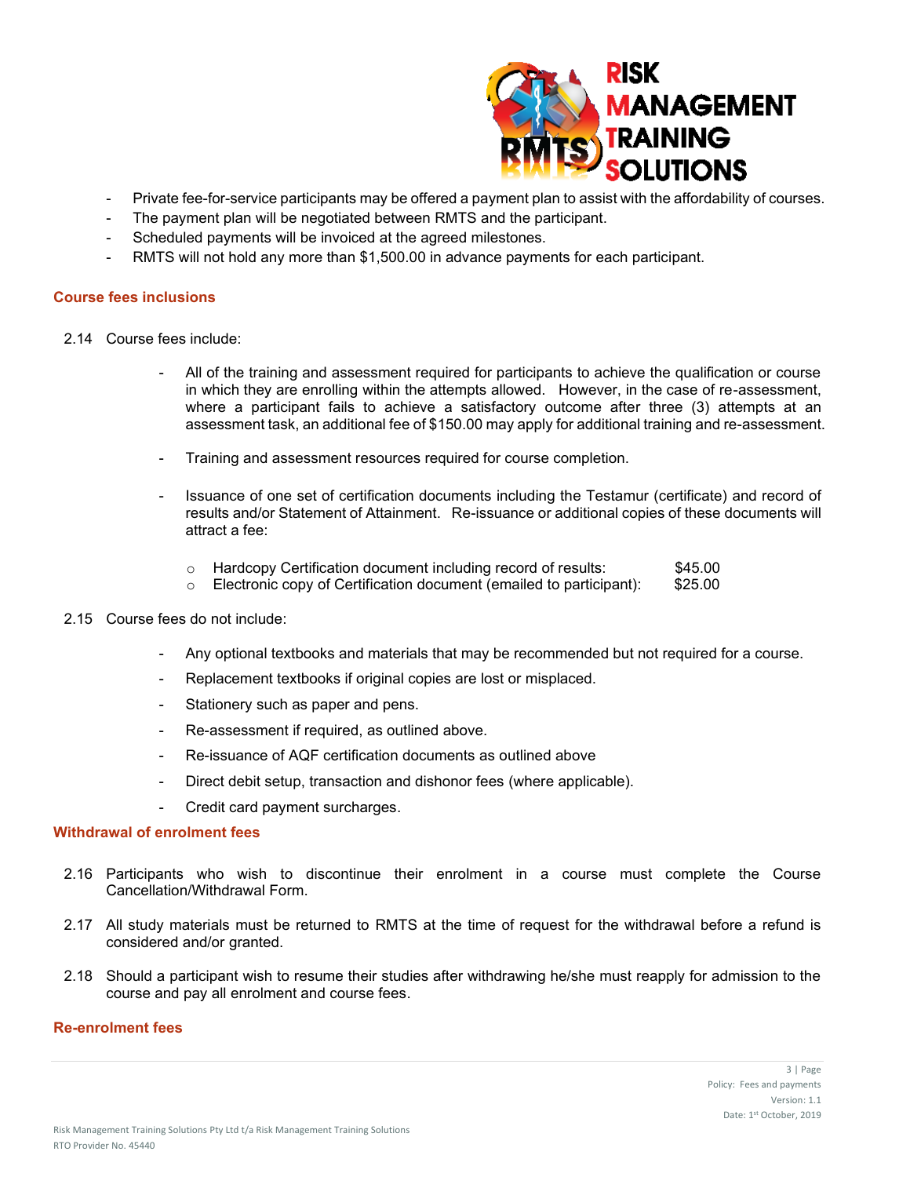- Private fee-for-service participants may be offered a payment plan to assist with the affordability of courses.
- The payment plan will be negotiated between RMTS and the participant.
- Scheduled payments will be invoiced at the agreed milestones.
- RMTS will not hold any more than $1,500.00 in advance payments for each participant.

### Course fees inclusions

2.14 Course fees include:

- All of the training and assessment required for participants to achieve the qualification or course in which they are enrolling within the attempts allowed. However, in the case of re-assessment, where a participant fails to achieve a satisfactory outcome after three (3) attempts at an assessment task, an additional fee of $150.00 may apply for additional training and re-assessment.
- Training and assessment resources required for course completion.
- Issuance of one set of certification documents including the Testamur (certificate) and record of results and/or Statement of Attainment. Re-issuance or additional copies of these documents will attract a fee:
  - Hardcopy Certification document including record of results: $45.00
  - Electronic copy of Certification document (emailed to participant): $25.00

2.15 Course fees do not include:

- Any optional textbooks and materials that may be recommended but not required for a course.
- Replacement textbooks if original copies are lost or misplaced.
- Stationery such as paper and pens.
- Re-assessment if required, as outlined above.
- Re-issuance of AQF certification documents as outlined above
- Direct debit setup, transaction and dishonor fees (where applicable).
- Credit card payment surcharges.

### Withdrawal of enrolment fees

2.16 Participants who wish to discontinue their enrolment in a course must complete the Course Cancellation/Withdrawal Form.

2.17 All study materials must be returned to RMTS at the time of request for the withdrawal before a refund is considered and/or granted.

2.18 Should a participant wish to resume their studies after withdrawing he/she must reapply for admission to the course and pay all enrolment and course fees.

### Re-enrolment fees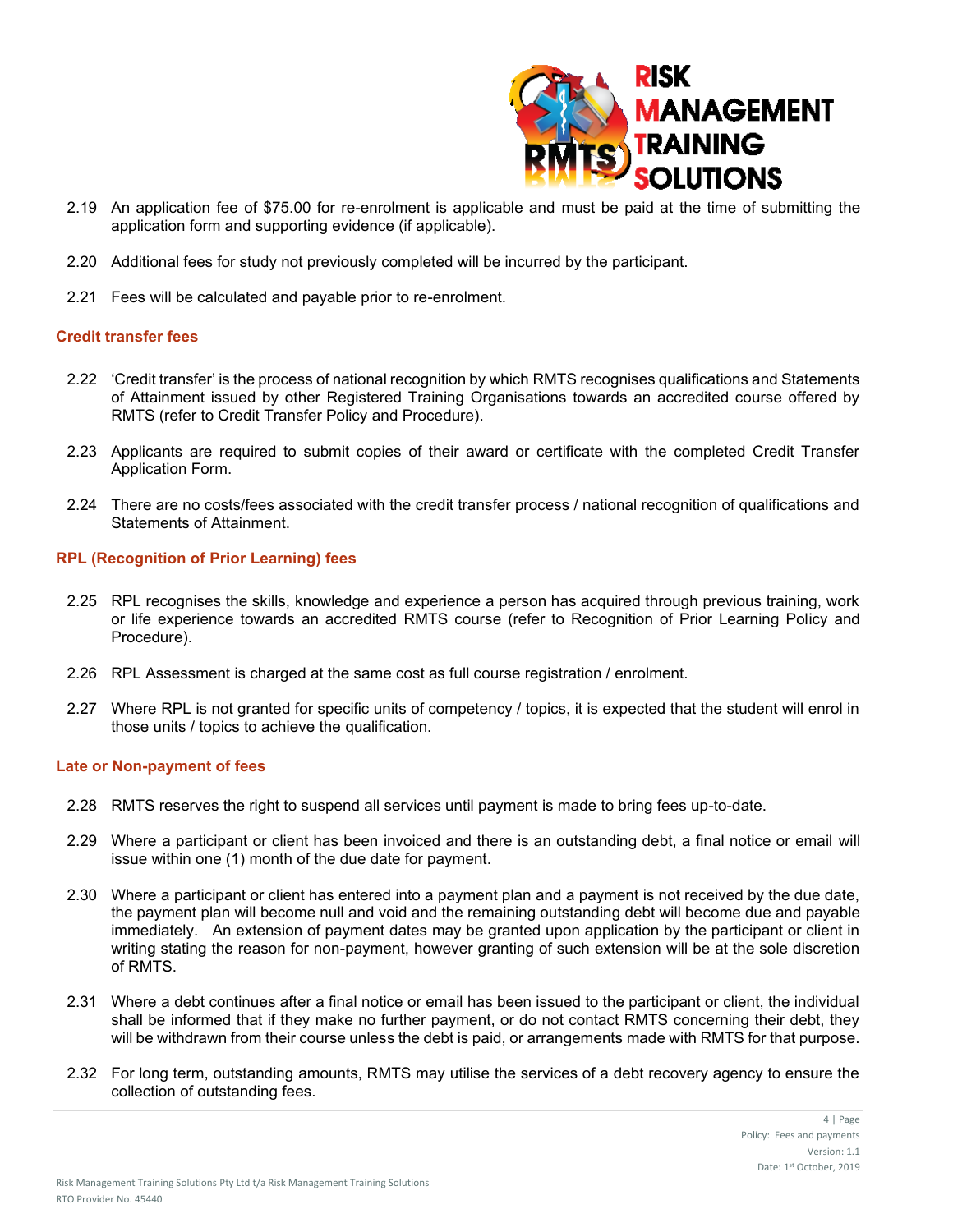2.19 An application fee of $75.00 for re-enrolment is applicable and must be paid at the time of submitting the application form and supporting evidence (if applicable).

2.20 Additional fees for study not previously completed will be incurred by the participant.

2.21 Fees will be calculated and payable prior to re-enrolment.

### Credit transfer fees

2.22 'Credit transfer' is the process of national recognition by which RMTS recognises qualifications and Statements of Attainment issued by other Registered Training Organisations towards an accredited course offered by RMTS (refer to Credit Transfer Policy and Procedure).

2.23 Applicants are required to submit copies of their award or certificate with the completed Credit Transfer Application Form.

2.24 There are no costs/fees associated with the credit transfer process / national recognition of qualifications and Statements of Attainment.

### RPL (Recognition of Prior Learning) fees

2.25 RPL recognises the skills, knowledge and experience a person has acquired through previous training, work or life experience towards an accredited RMTS course (refer to Recognition of Prior Learning Policy and Procedure).

2.26 RPL Assessment is charged at the same cost as full course registration / enrolment.

2.27 Where RPL is not granted for specific units of competency / topics, it is expected that the student will enrol in those units / topics to achieve the qualification.

### Late or Non-payment of fees

2.28 RMTS reserves the right to suspend all services until payment is made to bring fees up-to-date.

2.29 Where a participant or client has been invoiced and there is an outstanding debt, a final notice or email will issue within one (1) month of the due date for payment.

2.30 Where a participant or client has entered into a payment plan and a payment is not received by the due date, the payment plan will become null and void and the remaining outstanding debt will become due and payable immediately. An extension of payment dates may be granted upon application by the participant or client in writing stating the reason for non-payment, however granting of such extension will be at the sole discretion of RMTS.

2.31 Where a debt continues after a final notice or email has been issued to the participant or client, the individual shall be informed that if they make no further payment, or do not contact RMTS concerning their debt, they will be withdrawn from their course unless the debt is paid, or arrangements made with RMTS for that purpose.

2.32 For long term, outstanding amounts, RMTS may utilise the services of a debt recovery agency to ensure the collection of outstanding fees.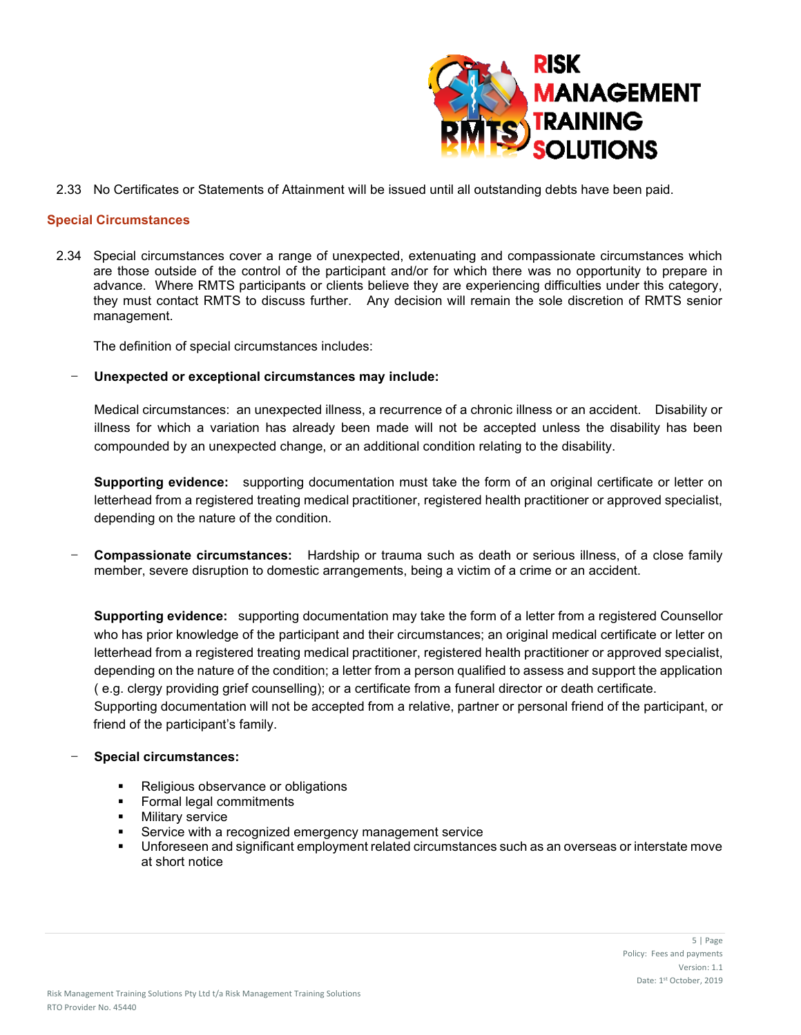2.33 No Certificates or Statements of Attainment will be issued until all outstanding debts have been paid.

## Special Circumstances

2.34 Special circumstances cover a range of unexpected, extenuating and compassionate circumstances which are those outside of the control of the participant and/or for which there was no opportunity to prepare in advance. Where RMTS participants or clients believe they are experiencing difficulties under this category, they must contact RMTS to discuss further. Any decision will remain the sole discretion of RMTS senior management.

The definition of special circumstances includes:

- **Unexpected or exceptional circumstances may include:**

  Medical circumstances: an unexpected illness, a recurrence of a chronic illness or an accident. Disability or illness for which a variation has already been made will not be accepted unless the disability has been compounded by an unexpected change, or an additional condition relating to the disability.

  **Supporting evidence:** supporting documentation must take the form of an original certificate or letter on letterhead from a registered treating medical practitioner, registered health practitioner or approved specialist, depending on the nature of the condition.

- **Compassionate circumstances:** Hardship or trauma such as death or serious illness, of a close family member, severe disruption to domestic arrangements, being a victim of a crime or an accident.

  **Supporting evidence:** supporting documentation may take the form of a letter from a registered Counsellor who has prior knowledge of the participant and their circumstances; an original medical certificate or letter on letterhead from a registered treating medical practitioner, registered health practitioner or approved specialist, depending on the nature of the condition; a letter from a person qualified to assess and support the application ( e.g. clergy providing grief counselling); or a certificate from a funeral director or death certificate.
  Supporting documentation will not be accepted from a relative, partner or personal friend of the participant, or friend of the participant's family.

- **Special circumstances:**
  - Religious observance or obligations
  - Formal legal commitments
  - Military service
  - Service with a recognized emergency management service
  - Unforeseen and significant employment related circumstances such as an overseas or interstate move at short notice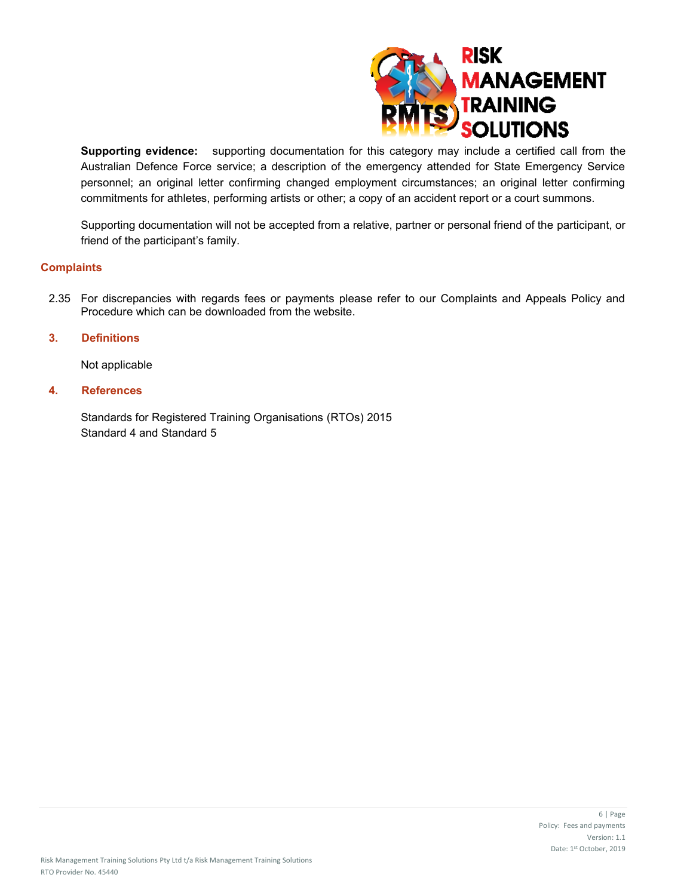**Supporting evidence:** supporting documentation for this category may include a certified call from the Australian Defence Force service; a description of the emergency attended for State Emergency Service personnel; an original letter confirming changed employment circumstances; an original letter confirming commitments for athletes, performing artists or other; a copy of an accident report or a court summons.

Supporting documentation will not be accepted from a relative, partner or personal friend of the participant, or friend of the participant's family.

### Complaints

2.35 For discrepancies with regards fees or payments please refer to our Complaints and Appeals Policy and Procedure which can be downloaded from the website.

## 3. Definitions

Not applicable

## 4. References

Standards for Registered Training Organisations (RTOs) 2015
Standard 4 and Standard 5